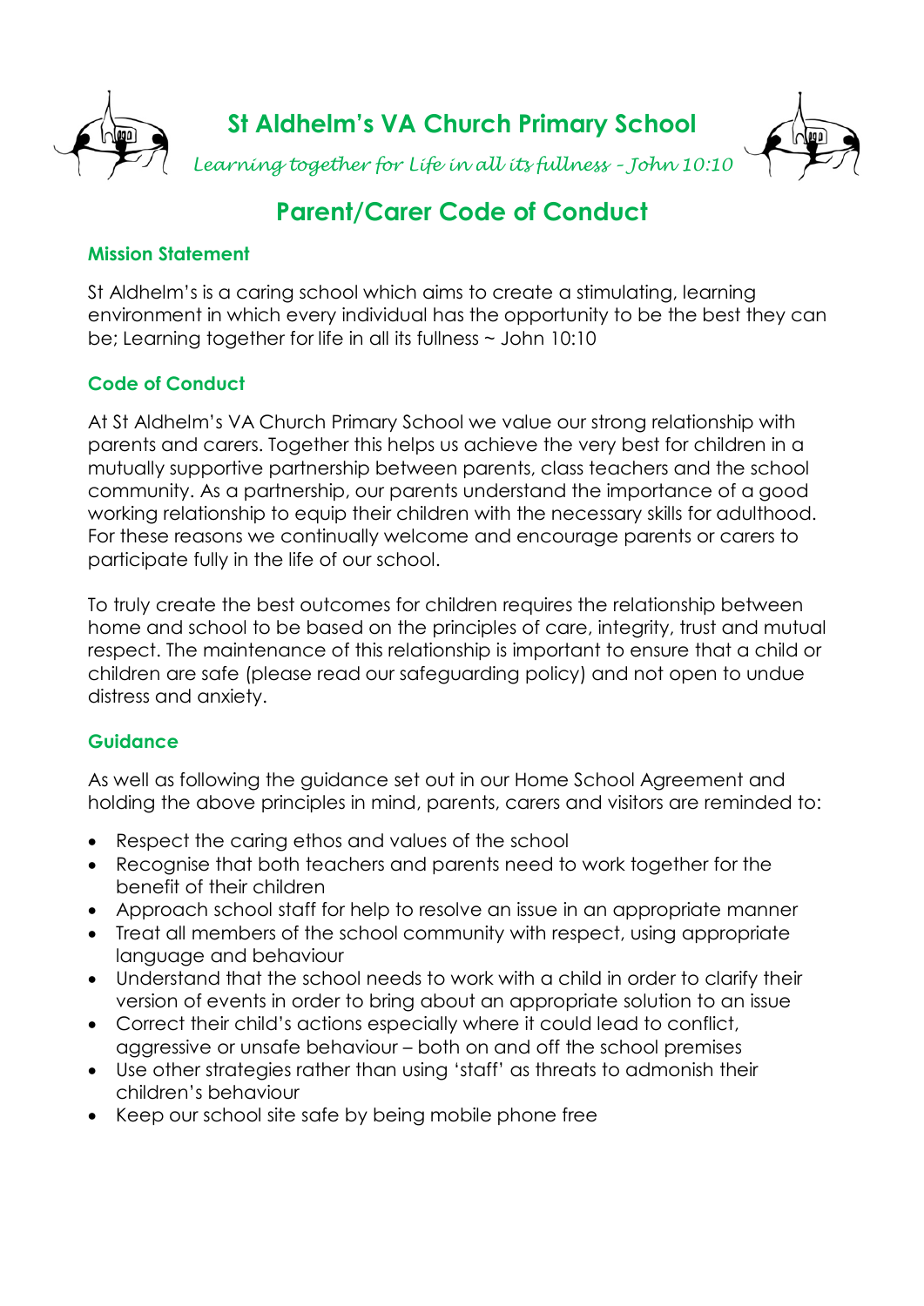# St Aldhelm's VA Church Primary School

*Learning together for Life in all its fullness – John 10:10*

## Parent/Carer Code of Conduct

### Mission Statement

St Aldhelm's is a caring school which aims to create a stimulating, learning environment in which every individual has the opportunity to be the best they can be; Learning together for life in all its fullness ~ John 10:10

### Code of Conduct

At St Aldhelm's VA Church Primary School we value our strong relationship with parents and carers. Together this helps us achieve the very best for children in a mutually supportive partnership between parents, class teachers and the school community. As a partnership, our parents understand the importance of a good working relationship to equip their children with the necessary skills for adulthood. For these reasons we continually welcome and encourage parents or carers to participate fully in the life of our school.

To truly create the best outcomes for children requires the relationship between home and school to be based on the principles of care, integrity, trust and mutual respect. The maintenance of this relationship is important to ensure that a child or children are safe (please read our safeguarding policy) and not open to undue distress and anxiety.

### Guidance

As well as following the guidance set out in our Home School Agreement and holding the above principles in mind, parents, carers and visitors are reminded to:

- Respect the caring ethos and values of the school
- Recognise that both teachers and parents need to work together for the benefit of their children
- Approach school staff for help to resolve an issue in an appropriate manner
- Treat all members of the school community with respect, using appropriate language and behaviour
- Understand that the school needs to work with a child in order to clarify their version of events in order to bring about an appropriate solution to an issue
- Correct their child's actions especially where it could lead to conflict, aggressive or unsafe behaviour – both on and off the school premises
- Use other strategies rather than using 'staff' as threats to admonish their children's behaviour
- Keep our school site safe by being mobile phone free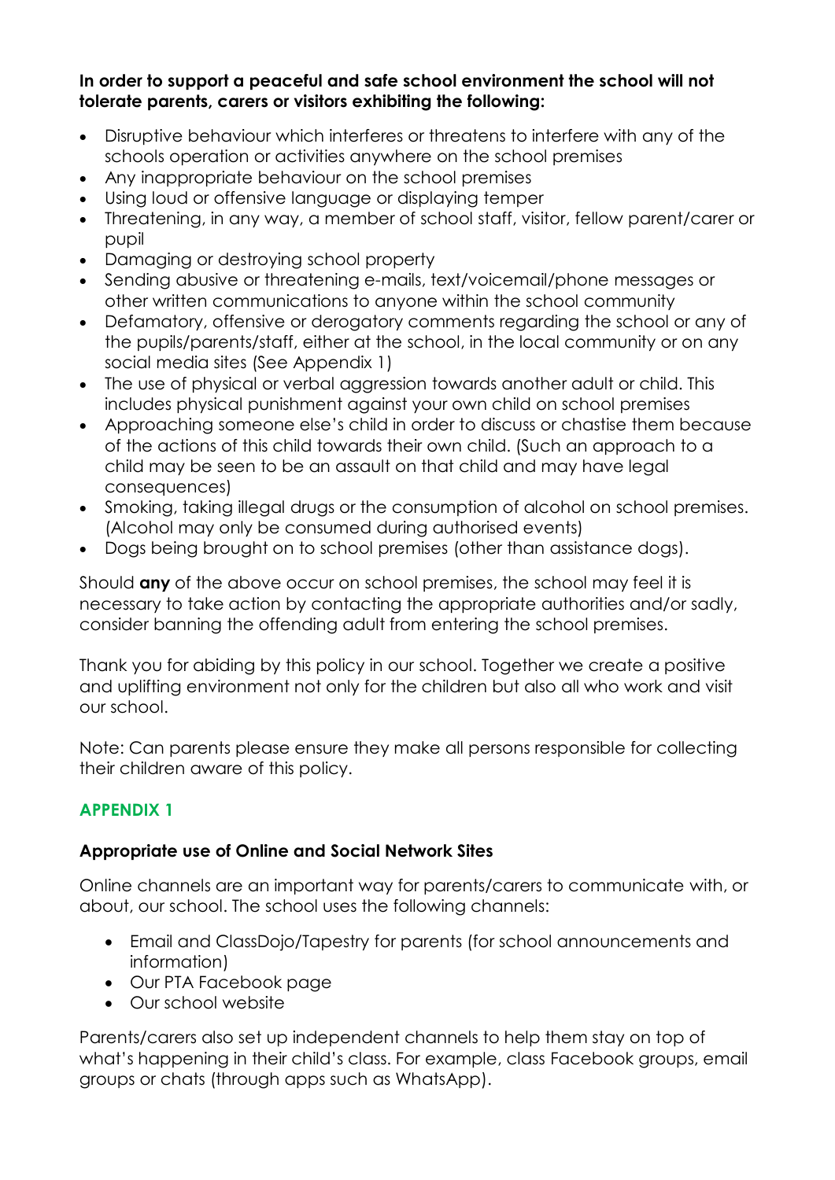**In order to support a peaceful and safe school environment the school will not tolerate parents, carers or visitors exhibiting the following:**

- Disruptive behaviour which interferes or threatens to interfere with any of the schools operation or activities anywhere on the school premises
- Any inappropriate behaviour on the school premises
- Using loud or offensive language or displaying temper
- Threatening, in any way, a member of school staff, visitor, fellow parent/carer or pupil
- Damaging or destroying school property
- Sending abusive or threatening e-mails, text/voicemail/phone messages or other written communications to anyone within the school community
- Defamatory, offensive or derogatory comments regarding the school or any of the pupils/parents/staff, either at the school, in the local community or on any social media sites (See Appendix 1)
- The use of physical or verbal aggression towards another adult or child. This includes physical punishment against your own child on school premises
- Approaching someone else's child in order to discuss or chastise them because of the actions of this child towards their own child. (Such an approach to a child may be seen to be an assault on that child and may have legal consequences)
- Smoking, taking illegal drugs or the consumption of alcohol on school premises. (Alcohol may only be consumed during authorised events)
- Dogs being brought on to school premises (other than assistance dogs).

Should **any** of the above occur on school premises, the school may feel it is necessary to take action by contacting the appropriate authorities and/or sadly, consider banning the offending adult from entering the school premises.

Thank you for abiding by this policy in our school. Together we create a positive and uplifting environment not only for the children but also all who work and visit our school.

Note: Can parents please ensure they make all persons responsible for collecting their children aware of this policy.

## APPENDIX 1

### Appropriate use of Online and Social Network Sites

Online channels are an important way for parents/carers to communicate with, or about, our school. The school uses the following channels:

- Email and ClassDojo/Tapestry for parents (for school announcements and information)
- Our PTA Facebook page
- Our school website

Parents/carers also set up independent channels to help them stay on top of what's happening in their child's class. For example, class Facebook groups, email groups or chats (through apps such as WhatsApp).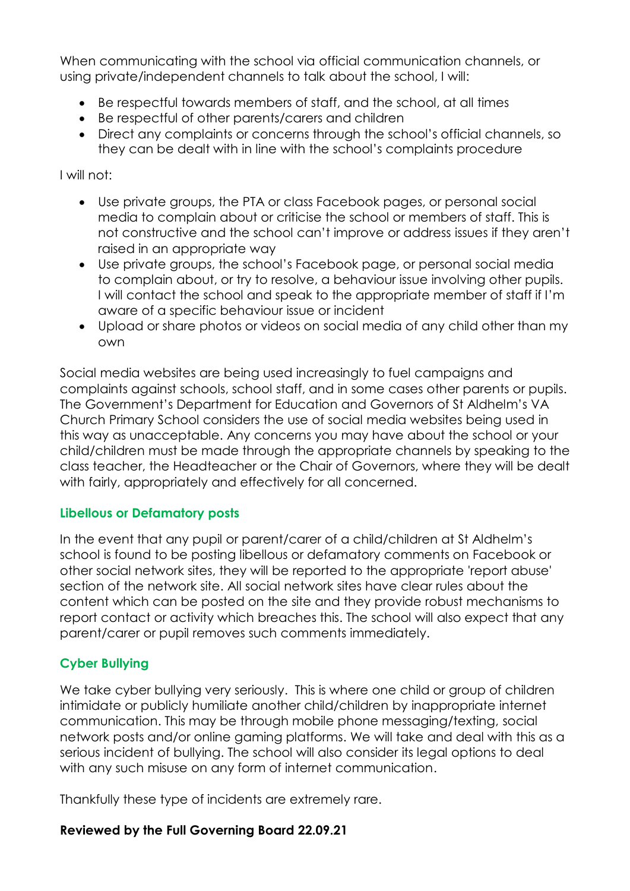When communicating with the school via official communication channels, or using private/independent channels to talk about the school, I will:

- Be respectful towards members of staff, and the school, at all times
- Be respectful of other parents/carers and children
- Direct any complaints or concerns through the school's official channels, so they can be dealt with in line with the school's complaints procedure

I will not:

- Use private groups, the PTA or class Facebook pages, or personal social media to complain about or criticise the school or members of staff. This is not constructive and the school can't improve or address issues if they aren't raised in an appropriate way
- Use private groups, the school's Facebook page, or personal social media to complain about, or try to resolve, a behaviour issue involving other pupils. I will contact the school and speak to the appropriate member of staff if I'm aware of a specific behaviour issue or incident
- Upload or share photos or videos on social media of any child other than my own

Social media websites are being used increasingly to fuel campaigns and complaints against schools, school staff, and in some cases other parents or pupils. The Government's Department for Education and Governors of St Aldhelm's VA Church Primary School considers the use of social media websites being used in this way as unacceptable. Any concerns you may have about the school or your child/children must be made through the appropriate channels by speaking to the class teacher, the Headteacher or the Chair of Governors, where they will be dealt with fairly, appropriately and effectively for all concerned.

### Libellous or Defamatory posts

In the event that any pupil or parent/carer of a child/children at St Aldhelm's school is found to be posting libellous or defamatory comments on Facebook or other social network sites, they will be reported to the appropriate 'report abuse' section of the network site. All social network sites have clear rules about the content which can be posted on the site and they provide robust mechanisms to report contact or activity which breaches this. The school will also expect that any parent/carer or pupil removes such comments immediately.

### Cyber Bullying

We take cyber bullying very seriously. This is where one child or group of children intimidate or publicly humiliate another child/children by inappropriate internet communication. This may be through mobile phone messaging/texting, social network posts and/or online gaming platforms. We will take and deal with this as a serious incident of bullying. The school will also consider its legal options to deal with any such misuse on any form of internet communication.

Thankfully these type of incidents are extremely rare.

**Reviewed by the Full Governing Board 22.09.21**